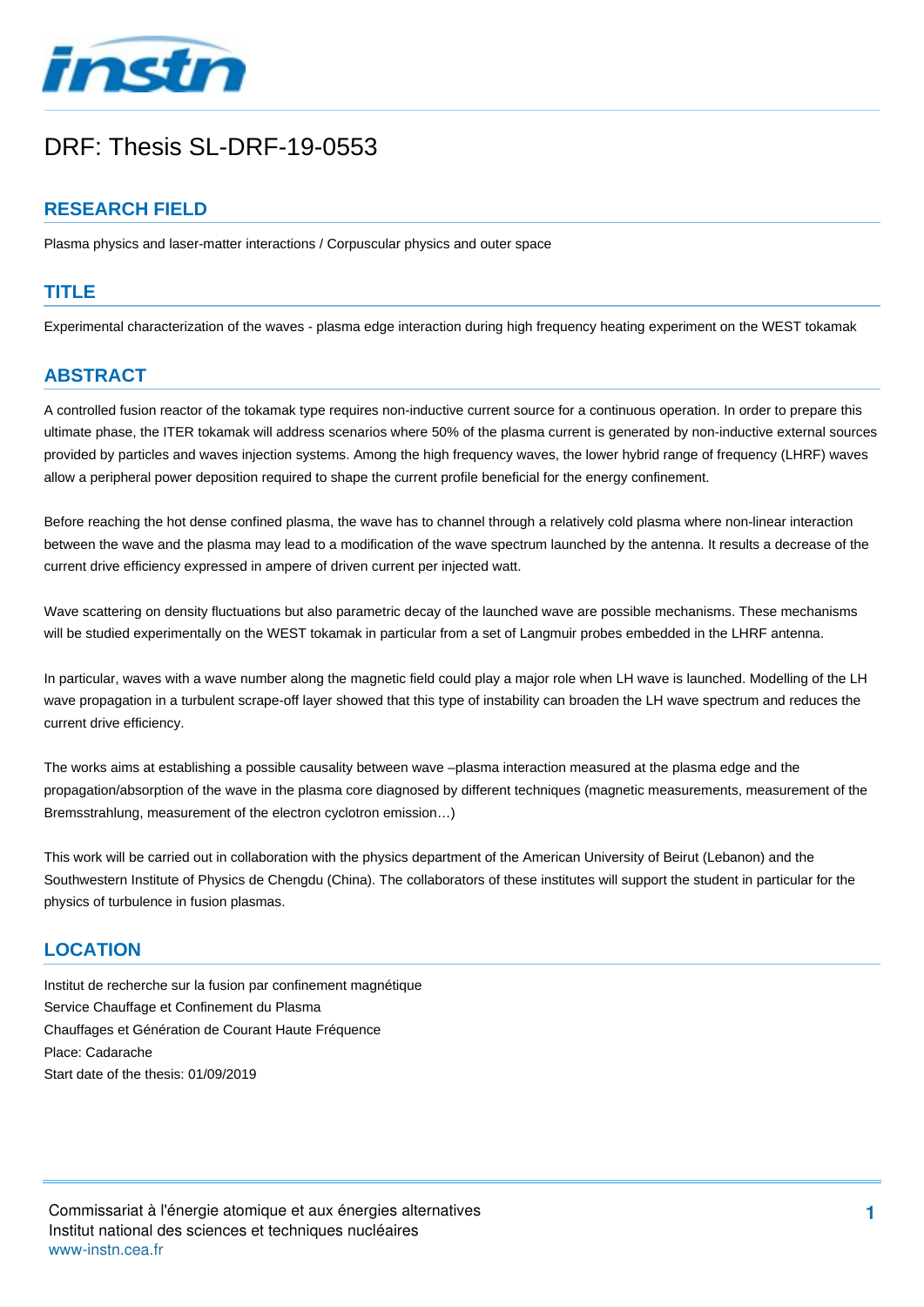# DRF: Thesis SL-DRF-19-0553

## RESEARCH FIELD

Plasma physics and laser-matter interactions / Corpuscular physics and outer space

## TITLE

Experimental characterization of the waves - plasma edge interaction during high frequency heating experiment on the WEST tokamak

## ABSTRACT

A controlled fusion reactor of the tokamak type requires non-inductive current source for a continuous operation. In order to prepare this ultimate phase, the ITER tokamak will address scenarios where 50% of the plasma current is generated by non-inductive external sources provided by particles and waves injection systems. Among the high frequency waves, the lower hybrid range of frequency (LHRF) waves allow a peripheral power deposition required to shape the current profile beneficial for the energy confinement.

Before reaching the hot dense confined plasma, the wave has to channel through a relatively cold plasma where non-linear interaction between the wave and the plasma may lead to a modification of the wave spectrum launched by the antenna. It results a decrease of the current drive efficiency expressed in ampere of driven current per injected watt.

Wave scattering on density fluctuations but also parametric decay of the launched wave are possible mechanisms. These mechanisms will be studied experimentally on the WEST tokamak in particular from a set of Langmuir probes embedded in the LHRF antenna.

In particular, waves with a wave number along the magnetic field could play a major role when LH wave is launched. Modelling of the LH wave propagation in a turbulent scrape-off layer showed that this type of instability can broaden the LH wave spectrum and reduces the current drive efficiency.

The works aims at establishing a possible causality between wave –plasma interaction measured at the plasma edge and the propagation/absorption of the wave in the plasma core diagnosed by different techniques (magnetic measurements, measurement of the Bremsstrahlung, measurement of the electron cyclotron emission…)

This work will be carried out in collaboration with the physics department of the American University of Beirut (Lebanon) and the Southwestern Institute of Physics de Chengdu (China). The collaborators of these institutes will support the student in particular for the physics of turbulence in fusion plasmas.

## LOCATION

Institut de recherche sur la fusion par confinement magnétique
Service Chauffage et Confinement du Plasma
Chauffages et Génération de Courant Haute Fréquence
Place: Cadarache
Start date of the thesis: 01/09/2019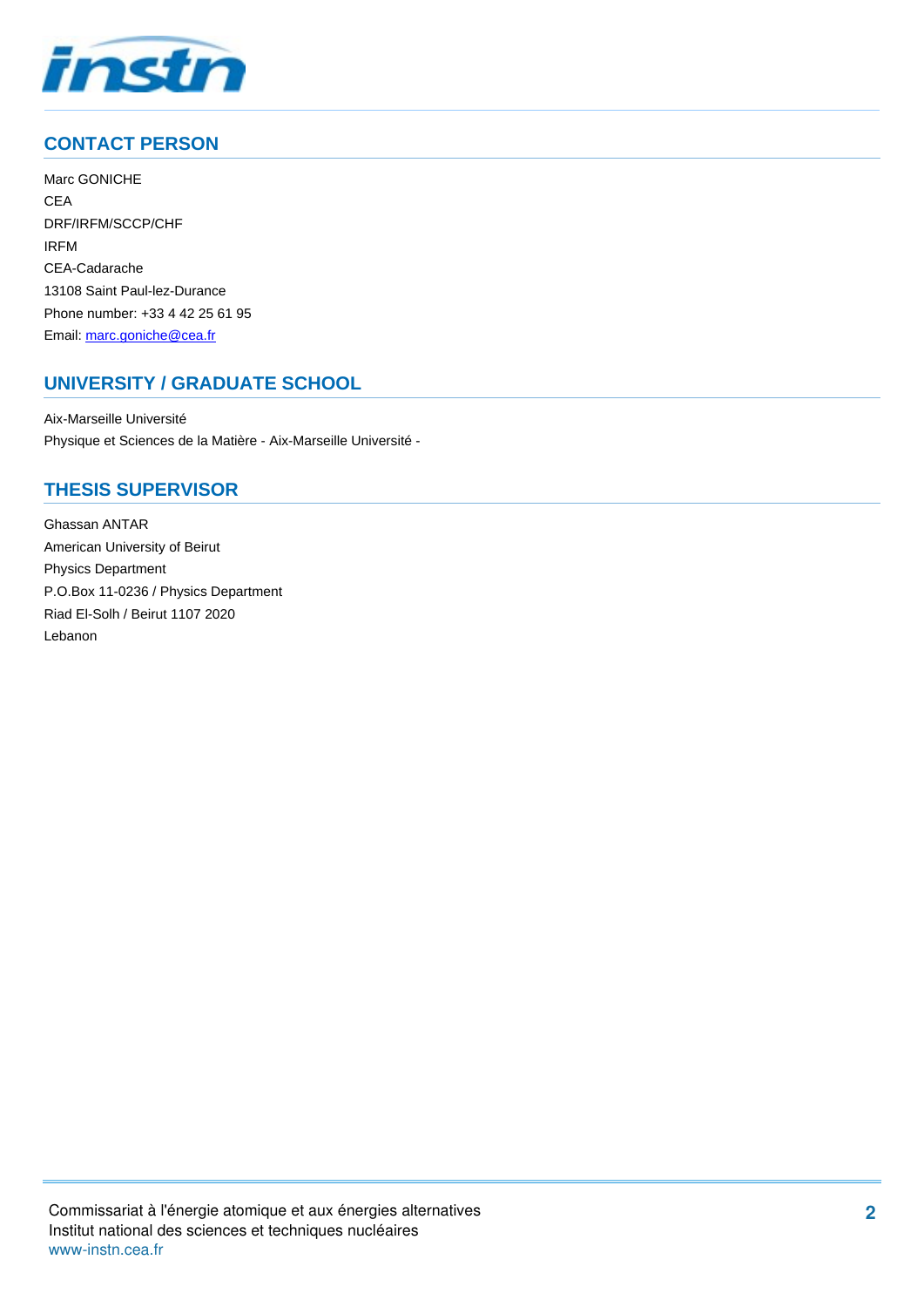## CONTACT PERSON

Marc GONICHE
CEA
DRF/IRFM/SCCP/CHF
IRFM
CEA-Cadarache
13108 Saint Paul-lez-Durance
Phone number: +33 4 42 25 61 95
Email: marc.goniche@cea.fr

## UNIVERSITY / GRADUATE SCHOOL

Aix-Marseille Université
Physique et Sciences de la Matière - Aix-Marseille Université -

## THESIS SUPERVISOR

Ghassan ANTAR
American University of Beirut
Physics Department
P.O.Box 11-0236 / Physics Department
Riad El-Solh / Beirut 1107 2020
Lebanon

Commissariat à l'énergie atomique et aux énergies alternatives
Institut national des sciences et techniques nucléaires
www-instn.cea.fr